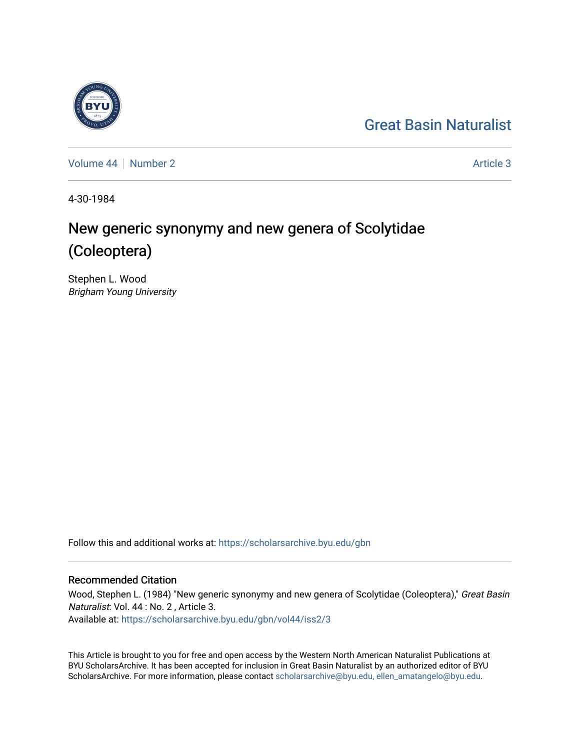Great Basin Naturalist

Volume 44 | Number 2 | Article 3

4-30-1984

# New generic synonymy and new genera of Scolytidae (Coleoptera)

Stephen L. Wood
*Brigham Young University*

Follow this and additional works at: https://scholarsarchive.byu.edu/gbn

## Recommended Citation

Wood, Stephen L. (1984) "New generic synonymy and new genera of Scolytidae (Coleoptera)," *Great Basin Naturalist*: Vol. 44 : No. 2 , Article 3.
Available at: https://scholarsarchive.byu.edu/gbn/vol44/iss2/3

This Article is brought to you for free and open access by the Western North American Naturalist Publications at BYU ScholarsArchive. It has been accepted for inclusion in Great Basin Naturalist by an authorized editor of BYU ScholarsArchive. For more information, please contact scholarsarchive@byu.edu, ellen_amatangelo@byu.edu.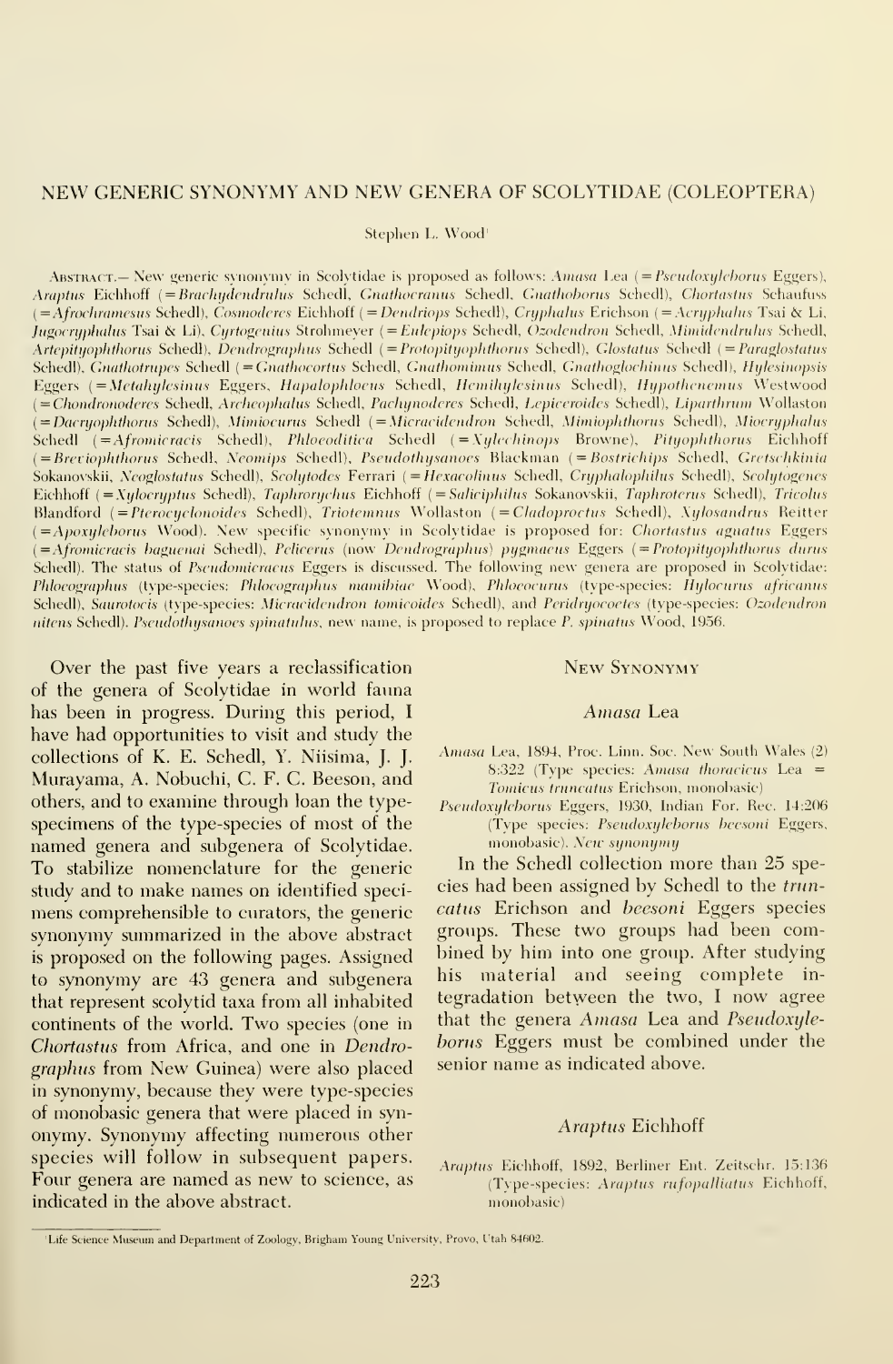# NEW GENERIC SYNONYMY AND NEW GENERA OF SCOLYTIDAE (COLEOPTERA)

Stephen L. Wood[1]

Abstract.— New generic synonymy in Scolytidae is proposed as follows: *Amasa* Lea (= *Pseudoxyleborus* Eggers), *Araptus* Eichhoff (= *Brachydendrulus* Schedl, *Gnathocranus* Schedl, *Gnathoborus* Schedl), *Chortastus* Schaufuss (= *Afrochramesus* Schedl), *Cosmoderes* Eichhoff (= *Dendriops* Schedl), *Cryphalus* Erichson (= *Acryphalus* Tsai & Li, *Jugocryphalus* Tsai & Li), *Cyrtogenius* Strohmeyer (= *Eulepiops* Schedl, *Ozodendron* Schedl, *Mimidendrulus* Schedl, *Artepityophthorus* Schedl), *Dendrographus* Schedl (= *Protopityophthorus* Schedl), *Glostatus* Schedl (= *Paraglostatus* Schedl), *Gnathotrupes* Schedl (= *Gnathocortus* Schedl, *Gnathomimus* Schedl, *Gnathoglochinus* Schedl), *Hylesinopsis* Eggers (= *Metahylesinus* Eggers, *Hapalophloeus* Schedl, *Hemihylesinus* Schedl), *Hypothenemus* Westwood (= *Chondronoderes* Schedl, *Archeophalus* Schedl, *Pachynoderes* Schedl, *Lepiceroides* Schedl), *Liparthrum* Wollaston (= *Dacryophthorus* Schedl), *Mimiocurus* Schedl (= *Micracidendron* Schedl, *Mimiophthorus* Schedl), *Miocryphalus* Schedl (= *Afromicracis* Schedl), *Phloeoditica* Schedl (= *Xylechinops* Browne), *Pityophthorus* Eichhoff (= *Breviophthorus* Schedl, *Neomips* Schedl), *Pseudothysanoes* Blackman (= *Bostrichips* Schedl, *Gretschkinia* Sokanovskii, *Neoglostatus* Schedl), *Scolytodes* Ferrari (= *Hexacolinus* Schedl, *Cryphalophilus* Schedl), *Scolytogenes* Eichhoff (= *Xylocryptus* Schedl), *Taphrorychus* Eichhoff (= *Saliciphilus* Sokanovskii, *Taphroterus* Schedl), *Tricolus* Blandford (= *Pterocyclonoides* Schedl), *Triotemnus* Wollaston (= *Cladoproctus* Schedl), *Xylosandrus* Reitter (= *Apoxyleborus* Wood). New specific synonymy in Scolytidae is proposed for: *Chortastus aguatus* Eggers (= *Afromicracis baguenai* Schedl), *Pelicerus* (now *Dendrographus*) *pygmaeus* Eggers (= *Protopityophthorus durus* Schedl). The status of *Pseudomicracus* Eggers is discussed. The following new genera are proposed in Scolytidae: *Phloeographus* (type-species: *Phloeographus mamibiae* Wood), *Phloeocurus* (type-species: *Hylocurus africanus* Schedl), *Saurotocis* (type-species: *Micracidendron tomicoides* Schedl), and *Peridryocoetes* (type-species: *Ozodendron nitens* Schedl). *Pseudothysanoes spinatulus*, new name, is proposed to replace *P. spinatus* Wood, 1956.

Over the past five years a reclassification of the genera of Scolytidae in world fauna has been in progress. During this period, I have had opportunities to visit and study the collections of K. E. Schedl, Y. Niisima, J. J. Murayama, A. Nobuchi, C. F. C. Beeson, and others, and to examine through loan the type-specimens of the type-species of most of the named genera and subgenera of Scolytidae. To stabilize nomenclature for the generic study and to make names on identified specimens comprehensible to curators, the generic synonymy summarized in the above abstract is proposed on the following pages. Assigned to synonymy are 43 genera and subgenera that represent scolytid taxa from all inhabited continents of the world. Two species (one in *Chortastus* from Africa, and one in *Dendrographus* from New Guinea) were also placed in synonymy, because they were type-species of monobasic genera that were placed in synonymy. Synonymy affecting numerous other species will follow in subsequent papers. Four genera are named as new to science, as indicated in the above abstract.

## New Synonymy

### *Amasa* Lea

*Amasa* Lea, 1894, Proc. Linn. Soc. New South Wales (2) 8:322 (Type species: *Amasa thoracicus* Lea = *Tomicus truncatus* Erichson, monobasic)

*Pseudoxyleborus* Eggers, 1930, Indian For. Rec. 14:206 (Type species: *Pseudoxyleborus beesoni* Eggers, monobasic). *New synonymy*

In the Schedl collection more than 25 species had been assigned by Schedl to the *truncatus* Erichson and *beesoni* Eggers species groups. These two groups had been combined by him into one group. After studying his material and seeing complete integradation between the two, I now agree that the genera *Amasa* Lea and *Pseudoxyleborus* Eggers must be combined under the senior name as indicated above.

### *Araptus* Eichhoff

*Araptus* Eichhoff, 1892, Berliner Ent. Zeitschr. 15:136 (Type-species: *Araptus rufopalliatus* Eichhoff, monobasic)

---

[1] Life Science Museum and Department of Zoology, Brigham Young University, Provo, Utah 84602.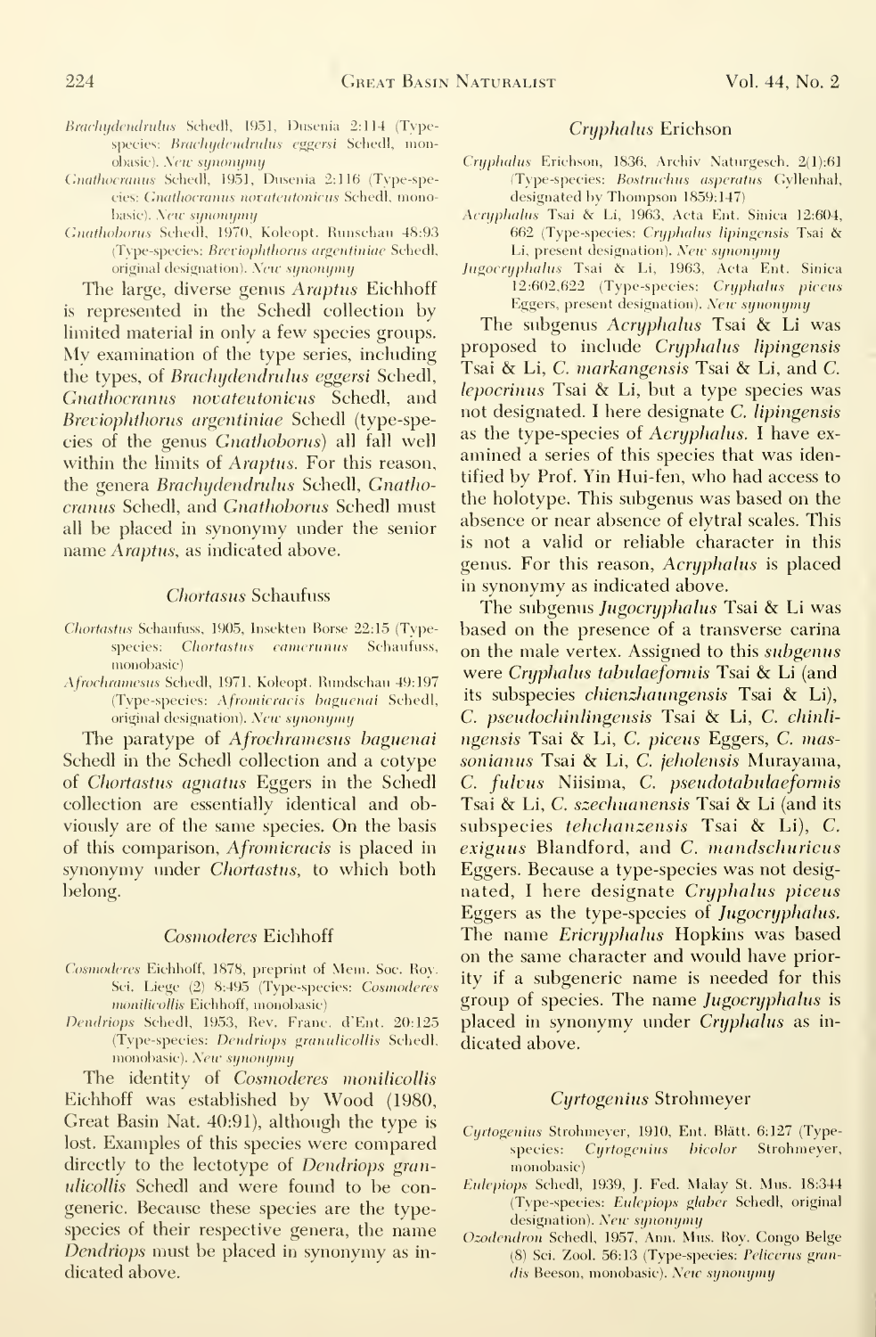*Brachydendrulus* Schedl, 1951, Dusenia 2:114 (Type-species: *Brachydendrulus eggersi* Schedl, monobasic). *New synonymy*

*Gnathocranus* Schedl, 1951, Dusenia 2:116 (Type-species: *Gnathocranus novateutonicus* Schedl, monobasic). *New synonymy*

*Gnathoborus* Schedl, 1970, Koleopt. Runschau 48:93 (Type-species: *Breviophthorus argentiniae* Schedl, original designation). *New synonymy*

The large, diverse genus *Araptus* Eichhoff is represented in the Schedl collection by limited material in only a few species groups. My examination of the type series, including the types, of *Brachydendrulus eggersi* Schedl, *Gnathocranus novateutonicus* Schedl, and *Breviophthorus argentiniae* Schedl (type-species of the genus *Gnathoborus*) all fall well within the limits of *Araptus*. For this reason, the genera *Brachydendrulus* Schedl, *Gnathocranus* Schedl, and *Gnathoborus* Schedl must all be placed in synonymy under the senior name *Araptus*, as indicated above.

### *Chortasus* Schaufuss

*Chortastus* Schaufuss, 1905, Insekten Borse 22:15 (Type-species: *Chortastus camerunus* Schaufuss, monobasic)

*Afrochramesus* Schedl, 1971. Koleopt. Rundschau 49:197 (Type-species: *Afromicracis baguenai* Schedl, original designation). *New synonymy*

The paratype of *Afrochramesus baguenai* Schedl in the Schedl collection and a cotype of *Chortastus agnatus* Eggers in the Schedl collection are essentially identical and obviously are of the same species. On the basis of this comparison, *Afromicracis* is placed in synonymy under *Chortastus*, to which both belong.

### *Cosmoderes* Eichhoff

*Cosmoderes* Eichhoff, 1878, preprint of Mem. Soc. Roy. Sci. Liege (2) 8:495 (Type-species: *Cosmoderes monilicollis* Eichhoff, monobasic)

*Dendriops* Schedl, 1953, Rev. Franc. d'Ent. 20:125 (Type-species: *Dendriops granulicollis* Schedl, monobasic). *New synonymy*

The identity of *Cosmoderes monilicollis* Eichhoff was established by Wood (1980, Great Basin Nat. 40:91), although the type is lost. Examples of this species were compared directly to the lectotype of *Dendriops granulicollis* Schedl and were found to be congeneric. Because these species are the type-species of their respective genera, the name *Dendriops* must be placed in synonymy as indicated above.

### *Cryphalus* Erichson

*Cryphalus* Erichson, 1836, Archiv Naturgesch. 2(1):61 (Type-species: *Bostrichus asperatus* Gyllenhal, designated by Thompson 1859:147)

*Acryphalus* Tsai & Li, 1963, Acta Ent. Sinica 12:604, 662 (Type-species: *Cryphalus lipingensis* Tsai & Li, present designation). *New synonymy*

*Jugocryphalus* Tsai & Li, 1963, Acta Ent. Sinica 12:602,622 (Type-species: *Cryphalus piceus* Eggers, present designation). *New synonymy*

The subgenus *Acryphalus* Tsai & Li was proposed to include *Cryphalus lipingensis* Tsai & Li, *C. markangensis* Tsai & Li, and *C. lepocrinus* Tsai & Li, but a type species was not designated. I here designate *C. lipingensis* as the type-species of *Acryphalus*. I have examined a series of this species that was identified by Prof. Yin Hui-fen, who had access to the holotype. This subgenus was based on the absence or near absence of elytral scales. This is not a valid or reliable character in this genus. For this reason, *Acryphalus* is placed in synonymy as indicated above.

The subgenus *Jugocryphalus* Tsai & Li was based on the presence of a transverse carina on the male vertex. Assigned to this *subgenus* were *Cryphalus tabulaeformis* Tsai & Li (and its subspecies *chienzhaungensis* Tsai & Li), *C. pseudochinlingensis* Tsai & Li, *C. chinlingensis* Tsai & Li, *C. piceus* Eggers, *C. massonianus* Tsai & Li, *C. jeholensis* Murayama, *C. fulvus* Niisima, *C. pseudotabulaeformis* Tsai & Li, *C. szechuanensis* Tsai & Li (and its subspecies *tehchanzensis* Tsai & Li), *C. exiguus* Blandford, and *C. mandschuricus* Eggers. Because a type-species was not designated, I here designate *Cryphalus piceus* Eggers as the type-species of *Jugocryphalus*. The name *Ericryphalus* Hopkins was based on the same character and would have priority if a subgeneric name is needed for this group of species. The name *Jugocryphalus* is placed in synonymy under *Cryphalus* as indicated above.

### *Cyrtogenius* Strohmeyer

*Cyrtogenius* Strohmeyer, 1910, Ent. Blätt. 6:127 (Type-species: *Cyrtogenius bicolor* Strohmeyer, monobasic)

*Eulepiops* Schedl, 1939, J. Fed. Malay St. Mus. 18:344 (Type-species: *Eulepiops glaber* Schedl, original designation). *New synonymy*

*Ozodendron* Schedl, 1957, Ann. Mus. Roy. Congo Belge (8) Sci. Zool. 56:13 (Type-species: *Pelicerus grandis* Beeson, monobasic). *New synonymy*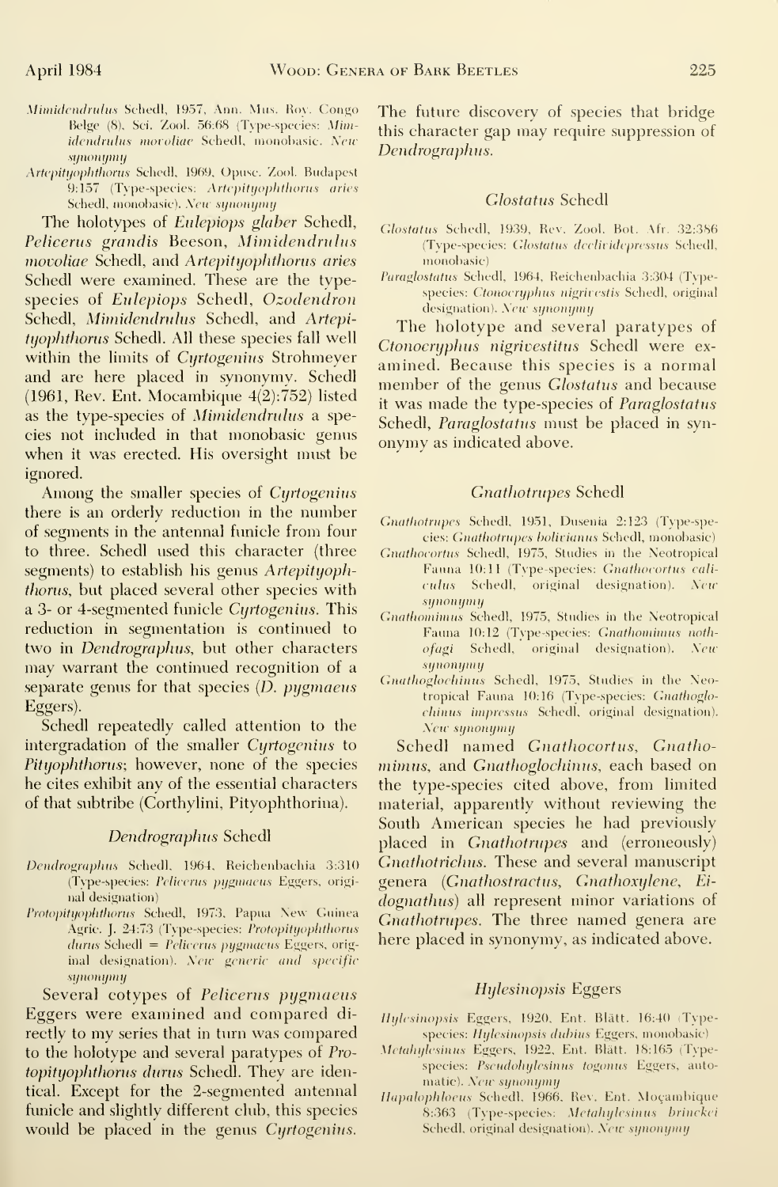*Mimidendrulus* Schedl, 1957, Ann. Mus. Roy. Congo Belge (8), Sci. Zool. 56:68 (Type-species: *Mimidendrulus movoliae* Schedl, monobasic). *New synonymy*

*Artepityophthorus* Schedl, 1969, Opusc. Zool. Budapest 9:157 (Type-species: *Artepityophthorus aries* Schedl, monobasic). *New synonymy*

The holotypes of *Eulepiops glaber* Schedl, *Pelicerus grandis* Beeson, *Mimidendrulus movoliae* Schedl, and *Artepityophthorus aries* Schedl were examined. These are the type-species of *Eulepiops* Schedl, *Ozodendron* Schedl, *Mimidendrulus* Schedl, and *Artepityophthorus* Schedl. All these species fall well within the limits of *Cyrtogenius* Strohmeyer and are here placed in synonymy. Schedl (1961, Rev. Ent. Mocambique 4(2):752) listed as the type-species of *Mimidendrulus* a species not included in that monobasic genus when it was erected. His oversight must be ignored.

Among the smaller species of *Cyrtogenius* there is an orderly reduction in the number of segments in the antennal funicle from four to three. Schedl used this character (three segments) to establish his genus *Artepityophthorus*, but placed several other species with a 3- or 4-segmented funicle *Cyrtogenius*. This reduction in segmentation is continued to two in *Dendrographus*, but other characters may warrant the continued recognition of a separate genus for that species (*D. pygmaeus* Eggers).

Schedl repeatedly called attention to the intergradation of the smaller *Cyrtogenius* to *Pityophthorus*; however, none of the species he cites exhibit any of the essential characters of that subtribe (Corthylini, Pityophthorina).

## *Dendrographus* Schedl

*Dendrographus* Schedl, 1964, Reichenbachia 3:310 (Type-species: *Pelicerus pygmaeus* Eggers, original designation)

*Protopityophthorus* Schedl, 1973, Papua New Guinea Agric. J. 24:73 (Type-species: *Protopityophthorus durus* Schedl = *Pelicerus pygmaeus* Eggers, original designation). *New generic and specific synonymy*

Several cotypes of *Pelicerus pygmaeus* Eggers were examined and compared directly to my series that in turn was compared to the holotype and several paratypes of *Protopityophthorus durus* Schedl. They are identical. Except for the 2-segmented antennal funicle and slightly different club, this species would be placed in the genus *Cyrtogenius*. The future discovery of species that bridge this character gap may require suppression of *Dendrographus*.

## *Glostatus* Schedl

*Glostatus* Schedl, 1939, Rev. Zool. Bot. Afr. 32:386 (Type-species: *Glostatus declividepressus* Schedl, monobasic)

*Paraglostatus* Schedl, 1964, Reichenbachia 3:304 (Type-species: *Ctonocryphus nigrivestis* Schedl, original designation). *New synonymy*

The holotype and several paratypes of *Ctonocryphus nigrivestitus* Schedl were examined. Because this species is a normal member of the genus *Glostatus* and because it was made the type-species of *Paraglostatus* Schedl, *Paraglostatus* must be placed in synonymy as indicated above.

## *Gnathotrupes* Schedl

*Gnathotrupes* Schedl, 1951, Dusenia 2:123 (Type-species: *Gnathotrupes bolivianus* Schedl, monobasic)

*Gnathocortus* Schedl, 1975, Studies in the Neotropical Fauna 10:11 (Type-species: *Gnathocortus caliculus* Schedl, original designation). *New synonymy*

*Gnathomimus* Schedl, 1975, Studies in the Neotropical Fauna 10:12 (Type-species: *Gnathomimus nothofagi* Schedl, original designation). *New synonymy*

*Gnathoglochinus* Schedl, 1975, Studies in the Neotropical Fauna 10:16 (Type-species: *Gnathoglochinus impressus* Schedl, original designation). *New synonymy*

Schedl named *Gnathocortus*, *Gnathomimus*, and *Gnathoglochinus*, each based on the type-species cited above, from limited material, apparently without reviewing the South American species he had previously placed in *Gnathotrupes* and (erroneously) *Gnathotrichus*. These and several manuscript genera (*Gnathostractus*, *Gnathoxylene*, *Eidognathus*) all represent minor variations of *Gnathotrupes*. The three named genera are here placed in synonymy, as indicated above.

## *Hylesinopsis* Eggers

*Hylesinopsis* Eggers, 1920, Ent. Blätt. 16:40 (Type-species: *Hylesinopsis dubius* Eggers, monobasic)

*Metahylesinus* Eggers, 1922, Ent. Blätt. 18:165 (Type-species: *Pseudohylesinus togonus* Eggers, automatic). *New synonymy*

*Hapalophloeus* Schedl, 1966, Rev. Ent. Moçambique 8:363 (Type-species: *Metahylesinus brinckei* Schedl, original designation). *New synonymy*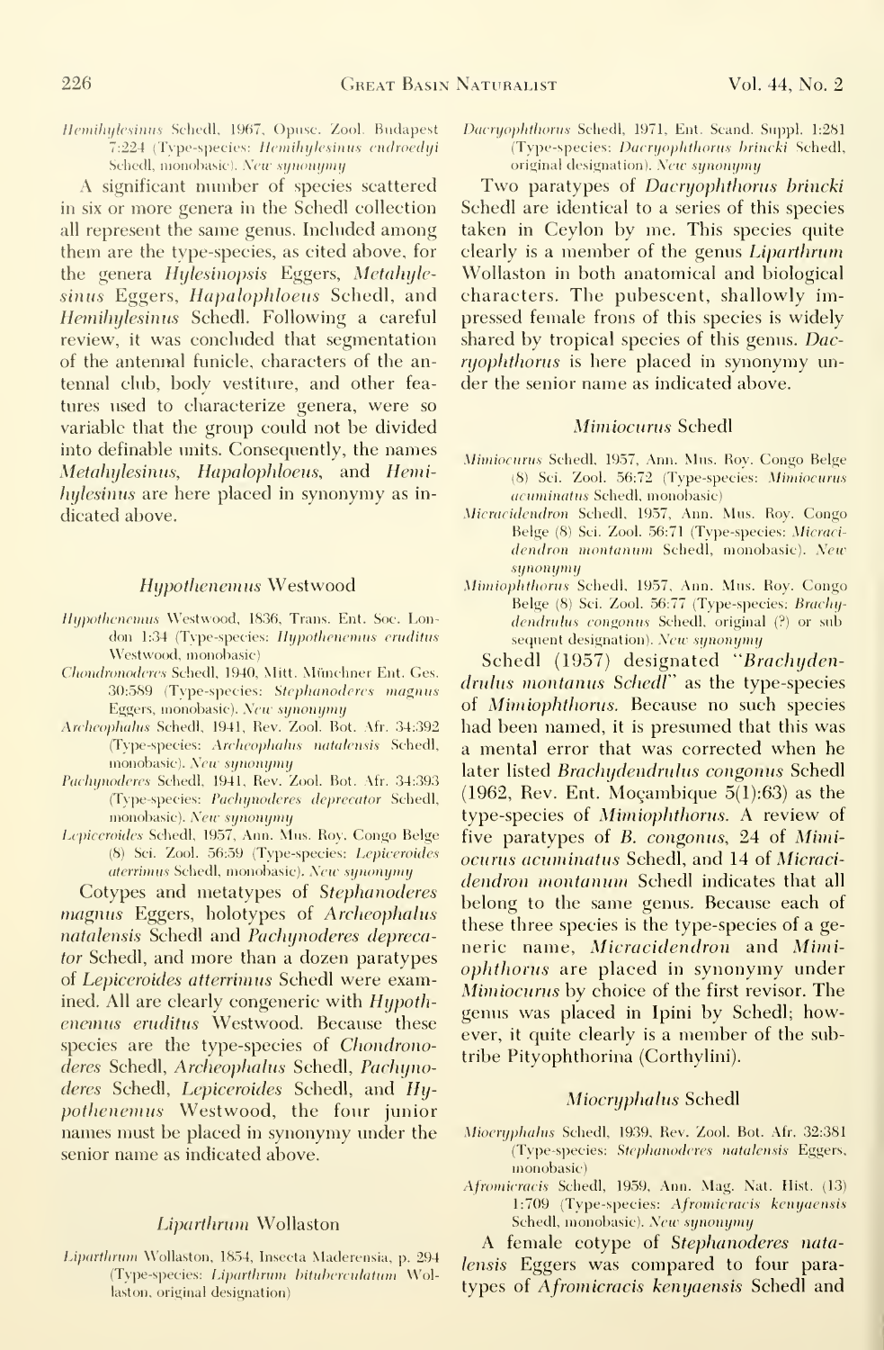*Hemihylesinus* Schedl, 1967, Opusc. Zool. Budapest 7:224 (Type-species: *Hemihylesinus endroedyi* Schedl, monobasic). *New synonymy*

A significant number of species scattered in six or more genera in the Schedl collection all represent the same genus. Included among them are the type-species, as cited above, for the genera *Hylesinopsis* Eggers, *Metahylesinus* Eggers, *Hapalophloeus* Schedl, and *Hemihylesinus* Schedl. Following a careful review, it was concluded that segmentation of the antennal funicle, characters of the antennal club, body vestiture, and other features used to characterize genera, were so variable that the group could not be divided into definable units. Consequently, the names *Metahylesinus*, *Hapalophloeus*, and *Hemihylesinus* are here placed in synonymy as indicated above.

### *Hypothenemus* Westwood

*Hypothenemus* Westwood, 1836, Trans. Ent. Soc. London 1:34 (Type-species: *Hypothenemus eruditus* Westwood, monobasic)

*Chondronoderes* Schedl, 1940, Mitt. Münchner Ent. Ges. 30:589 (Type-species: *Stephanoderes magnus* Eggers, monobasic). *New synonymy*

*Archeophalus* Schedl, 1941, Rev. Zool. Bot. Afr. 34:392 (Type-species: *Archeophalus natalensis* Schedl, monobasic). *New synonymy*

*Pachynoderes* Schedl, 1941, Rev. Zool. Bot. Afr. 34:393 (Type-species: *Pachynoderes deprecator* Schedl, monobasic). *New synonymy*

*Lepiceroides* Schedl, 1957, Ann. Mus. Roy. Congo Belge (8) Sci. Zool. 56:59 (Type-species: *Lepiceroides aterrimus* Schedl, monobasic). *New synonymy*

Cotypes and metatypes of *Stephanoderes magnus* Eggers, holotypes of *Archeophalus natalensis* Schedl and *Pachynoderes deprecator* Schedl, and more than a dozen paratypes of *Lepiceroides atterrimus* Schedl were examined. All are clearly congeneric with *Hypothenemus eruditus* Westwood. Because these species are the type-species of *Chondronoderes* Schedl, *Archeophalus* Schedl, *Pachynoderes* Schedl, *Lepiceroides* Schedl, and *Hypothenemus* Westwood, the four junior names must be placed in synonymy under the senior name as indicated above.

### *Liparthrum* Wollaston

*Liparthrum* Wollaston, 1854, Insecta Maderensia, p. 294 (Type-species: *Liparthrum bituberculatum* Wollaston, original designation)

*Dacryophthorus* Schedl, 1971, Ent. Scand. Suppl. 1:281 (Type-species: *Dacryophthorus brincki* Schedl, original designation). *New synonymy*

Two paratypes of *Dacryophthorus brincki* Schedl are identical to a series of this species taken in Ceylon by me. This species quite clearly is a member of the genus *Liparthrum* Wollaston in both anatomical and biological characters. The pubescent, shallowly impressed female frons of this species is widely shared by tropical species of this genus. *Dacryophthorus* is here placed in synonymy under the senior name as indicated above.

### *Mimiocurus* Schedl

*Mimiocurus* Schedl, 1957, Ann. Mus. Roy. Congo Belge (8) Sci. Zool. 56:72 (Type-species: *Mimiocurus acuminatus* Schedl, monobasic)

*Micracidendron* Schedl, 1957, Ann. Mus. Roy. Congo Belge (8) Sci. Zool. 56:71 (Type-species: *Micracidendron montanum* Schedl, monobasic). *New synonymy*

*Mimiophthorus* Schedl, 1957, Ann. Mus. Roy. Congo Belge (8) Sci. Zool. 56:77 (Type-species: *Brachydendrulus congonus* Schedl, original (?) or subsequent designation). *New synonymy*

Schedl (1957) designated "*Brachydendrulus montanus* Schedl" as the type-species of *Mimiophthorus*. Because no such species had been named, it is presumed that this was a mental error that was corrected when he later listed *Brachydendrulus congonus* Schedl (1962, Rev. Ent. Moçambique 5(1):63) as the type-species of *Mimiophthorus*. A review of five paratypes of *B. congonus*, 24 of *Mimiocurus acuminatus* Schedl, and 14 of *Micracidendron montanum* Schedl indicates that all belong to the same genus. Because each of these three species is the type-species of a generic name, *Micracidendron* and *Mimiophthorus* are placed in synonymy under *Mimiocurus* by choice of the first revisor. The genus was placed in Ipini by Schedl; however, it quite clearly is a member of the subtribe Pityophthorina (Corthylini).

### *Miocryphalus* Schedl

*Miocryphalus* Schedl, 1939, Rev. Zool. Bot. Afr. 32:381 (Type-species: *Stephanoderes natalensis* Eggers, monobasic)

*Afromicracis* Schedl, 1959, Ann. Mag. Nat. Hist. (13) 1:709 (Type-species: *Afromicracis kenyaensis* Schedl, monobasic). *New synonymy*

A female cotype of *Stephanoderes natalensis* Eggers was compared to four paratypes of *Afromicracis kenyaensis* Schedl and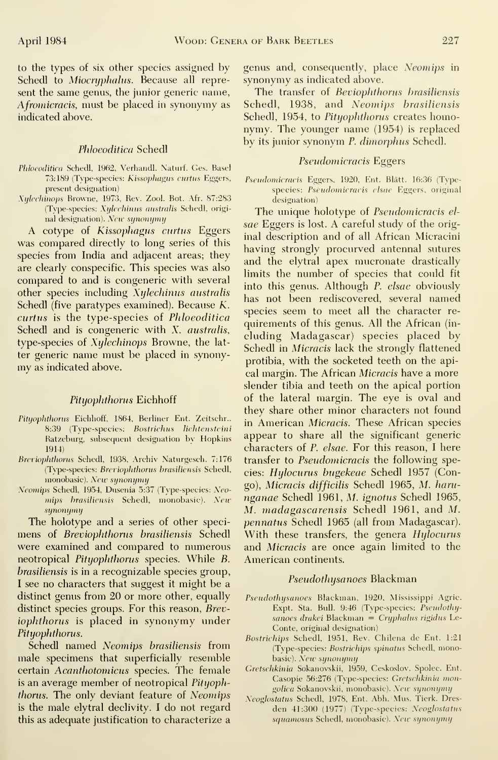to the types of six other species assigned by Schedl to *Miocryphalus*. Because all represent the same genus, the junior generic name, *Afromicracis*, must be placed in synonymy as indicated above.

### *Phloeoditica* Schedl

*Phloeoditica* Schedl, 1962, Verhandl. Naturf. Ges. Basel 73:189 (Type-species: *Kissophagus curtus* Eggers, present designation)

*Xylechinops* Browne, 1973, Rev. Zool. Bot. Afr. 87:283 (Type-species: *Xylechinus australis* Schedl, original designation). *New synonymy*

A cotype of *Kissophagus curtus* Eggers was compared directly to long series of this species from India and adjacent areas; they are clearly conspecific. This species was also compared to and is congeneric with several other species including *Xylechinus australis* Schedl (five paratypes examined). Because *K. curtus* is the type-species of *Phloeoditica* Schedl and is congeneric with *X. australis*, type-species of *Xylechinops* Browne, the latter generic name must be placed in synonymy as indicated above.

### *Pityophthorus* Eichhoff

*Pityophthorus* Eichhoff, 1864, Berliner Ent. Zeitschr., 8:39 (Type-species: *Bostrichus lichtensteini* Ratzeburg, subsequent designation by Hopkins 1914)

*Breviophthorus* Schedl, 1938, Archiv Naturgesch. 7:176 (Type-species: *Breviophthorus brasiliensis* Schedl, monobasic). *New synonymy*

*Neomips* Schedl, 1954, Dusenia 5:37 (Type-species: *Neomips brasiliensis* Schedl, monobasic). *New synonymy*

The holotype and a series of other specimens of *Breviophthorus brasiliensis* Schedl were examined and compared to numerous neotropical *Pityophthorus* species. While *B. brasiliensis* is in a recognizable species group, I see no characters that suggest it might be a distinct genus from 20 or more other, equally distinct species groups. For this reason, *Breviophthorus* is placed in synonymy under *Pityophthorus*.

Schedl named *Neomips brasiliensis* from male specimens that superficially resemble certain *Acanthotomicus* species. The female is an average member of neotropical *Pityophthorus*. The only deviant feature of *Neomips* is the male elytral declivity. I do not regard this as adequate justification to characterize a genus and, consequently, place *Neomips* in synonymy as indicated above.

The transfer of *Beviophthorus brasiliensis* Schedl, 1938, and *Neomips brasiliensis* Schedl, 1954, to *Pityophthorus* creates homonymy. The younger name (1954) is replaced by its junior synonym *P. dimorphus* Schedl.

### *Pseudomicracis* Eggers

*Pseudomicracis* Eggers, 1920, Ent. Blätt. 16:36 (Type-species: *Pseudomicracis elsae* Eggers, original designation)

The unique holotype of *Pseudomicracis elsae* Eggers is lost. A careful study of the original description and of all African Micracini having strongly procurved antennal sutures and the elytral apex mucronate drastically limits the number of species that could fit into this genus. Although *P. elsae* obviously has not been rediscovered, several named species seem to meet all the character requirements of this genus. All the African (including Madagascar) species placed by Schedl in *Micracis* lack the strongly flattened protibia, with the socketed teeth on the apical margin. The African *Micracis* have a more slender tibia and teeth on the apical portion of the lateral margin. The eye is oval and they share other minor characters not found in American *Micracis*. These African species appear to share all the significant generic characters of *P. elsae*. For this reason, I here transfer to *Pseudomicracis* the following species: *Hylocurus bugekeae* Schedl 1957 (Congo), *Micracis difficilis* Schedl 1965, *M. harunganae* Schedl 1961, *M. ignotus* Schedl 1965, *M. madagascarensis* Schedl 1961, and *M. pennatus* Schedl 1965 (all from Madagascar). With these transfers, the genera *Hylocurus* and *Micracis* are once again limited to the American continents.

### *Pseudothysanoes* Blackman

*Pseudothysanoes* Blackman, 1920, Mississippi Agric. Expt. Sta. Bull. 9:46 (Type-species: *Pseudothysanoes drakei* Blackman = *Cryphalus rigidus* LeConte, original designation)

*Bostrichips* Schedl, 1951, Rev. Chilena de Ent. 1:21 (Type-species: *Bostrichips spinatus* Schedl, monobasic). *New synonymy*

*Gretschkinia* Sokanovskii, 1959, Ceskoslov. Spolec. Ent. Casopis 56:276 (Type-species: *Gretschkinia mongolica* Sokanovskii, monobasic). *New synonymy*

*Neoglostatus* Schedl, 1978, Ent. Abh. Mus. Tierk. Dresden 41:300 (1977) (Type-species: *Neoglostatus squamosus* Schedl, monobasic). *New synonymy*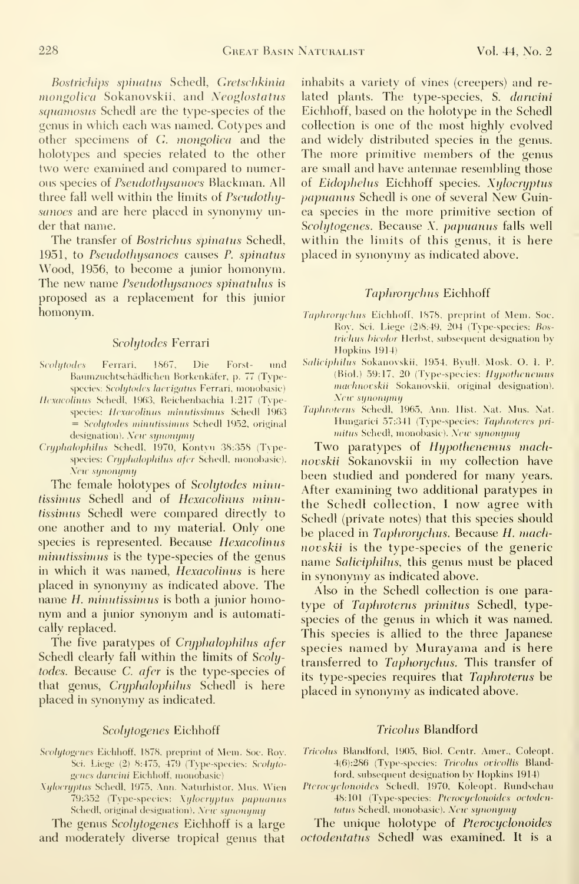*Bostrichips spinatus* Schedl, *Gretschkinia mongolica* Sokanovskii, and *Neoglostatus squamosus* Schedl are the type-species of the genus in which each was named. Cotypes and other specimens of *G. mongolica* and the holotypes and species related to the other two were examined and compared to numerous species of *Pseudothysanoes* Blackman. All three fall well within the limits of *Pseudothysanoes* and are here placed in synonymy under that name.

The transfer of *Bostrichus spinatus* Schedl, 1951, to *Pseudothysanoes* causes *P. spinatus* Wood, 1956, to become a junior homonym. The new name *Pseudothysanoes spinatulus* is proposed as a replacement for this junior homonym.

### *Scolytodes* Ferrari

*Scolytodes* Ferrari, 1867, Die Forst- und Baumzuchtschädlichen Borkenkäfer, p. 77 (Type-species: *Scolytodes laevigatus* Ferrari, monobasic)

*Hexacolinus* Schedl, 1963, Reichenbachia 1:217 (Type-species: *Hexacolinus minutissimus* Schedl 1963 = *Scolytodes minutissimus* Schedl 1952, original designation). *New synonymy*

*Cryphalophilus* Schedl, 1970, Kontyu 38:358 (Type-species: *Cryphalophilus afer* Schedl, monobasic). *New synonymy*

The female holotypes of *Scolytodes minutissimus* Schedl and of *Hexacolinus minutissimus* Schedl were compared directly to one another and to my material. Only one species is represented. Because *Hexacolinus minutissimus* is the type-species of the genus in which it was named, *Hexacolinus* is here placed in synonymy as indicated above. The name *H. minutissimus* is both a junior homonym and a junior synonym and is automatically replaced.

The five paratypes of *Cryphalophilus afer* Schedl clearly fall within the limits of *Scolytodes*. Because *C. afer* is the type-species of that genus, *Cryphalophilus* Schedl is here placed in synonymy as indicated.

### *Scolytogenes* Eichhoff

*Scolytogenes* Eichhoff, 1878, preprint of Mem. Soc. Roy. Sci. Liege (2) 8:475, 479 (Type-species: *Scolytogenes darwini* Eichhoff, monobasic)

*Xylocryptus* Schedl, 1975, Ann. Naturhistor. Mus. Wien 79:352 (Type-species: *Xylocryptus papuanus* Schedl, original designation). *New synonymy*

The genus *Scolytogenes* Eichhoff is a large and moderately diverse tropical genus that inhabits a variety of vines (creepers) and related plants. The type-species, *S. darwini* Eichhoff, based on the holotype in the Schedl collection is one of the most highly evolved and widely distributed species in the genus. The more primitive members of the genus are small and have antennae resembling those of *Eidophelus* Eichhoff species. *Xylocryptus papuanus* Schedl is one of several New Guinea species in the more primitive section of *Scolytogenes*. Because *X. papuanus* falls well within the limits of this genus, it is here placed in synonymy as indicated above.

### *Taphrorychus* Eichhoff

*Taphrorychus* Eichhoff, 1878, preprint of Mem. Soc. Roy. Sci. Liege (2)8:49, 204 (Type-species: *Bostrichus bicolor* Herbst, subsequent designation by Hopkins 1914)

*Saliciphilus* Sokanovskii, 1954, Byull. Mosk. O. I. P. (Biol.) 59:17, 20 (Type-species: *Hypothenemus machnovskii* Sokanovskii, original designation). *New synonymy*

*Taphroterus* Schedl, 1965, Ann. Hist. Nat. Mus. Nat. Hungarici 57:341 (Type-species: *Taphroteres primitus* Schedl, monobasic). *New synonymy*

Two paratypes of *Hypothenemus machnovskii* Sokanovskii in my collection have been studied and pondered for many years. After examining two additional paratypes in the Schedl collection, I now agree with Schedl (private notes) that this species should be placed in *Taphrorychus*. Because *H. machnovskii* is the type-species of the generic name *Saliciphilus*, this genus must be placed in synonymy as indicated above.

Also in the Schedl collection is one paratype of *Taphroterus primitus* Schedl, type-species of the genus in which it was named. This species is allied to the three Japanese species named by Murayama and is here transferred to *Taphorychus*. This transfer of its type-species requires that *Taphroterus* be placed in synonymy as indicated above.

### *Tricolus* Blandford

*Tricolus* Blandford, 1905, Biol. Centr. Amer., Coleopt. 4(6):286 (Type-species: *Tricolus ovicollis* Blandford, subsequent designation by Hopkins 1914)

*Pterocyclonoides* Schedl, 1970, Koleopt. Rundschau 48:101 (Type-species: *Pterocyclonoides octodentatus* Schedl, monobasic). *New synonymy*

The unique holotype of *Pterocyclonoides octodentatus* Schedl was examined. It is a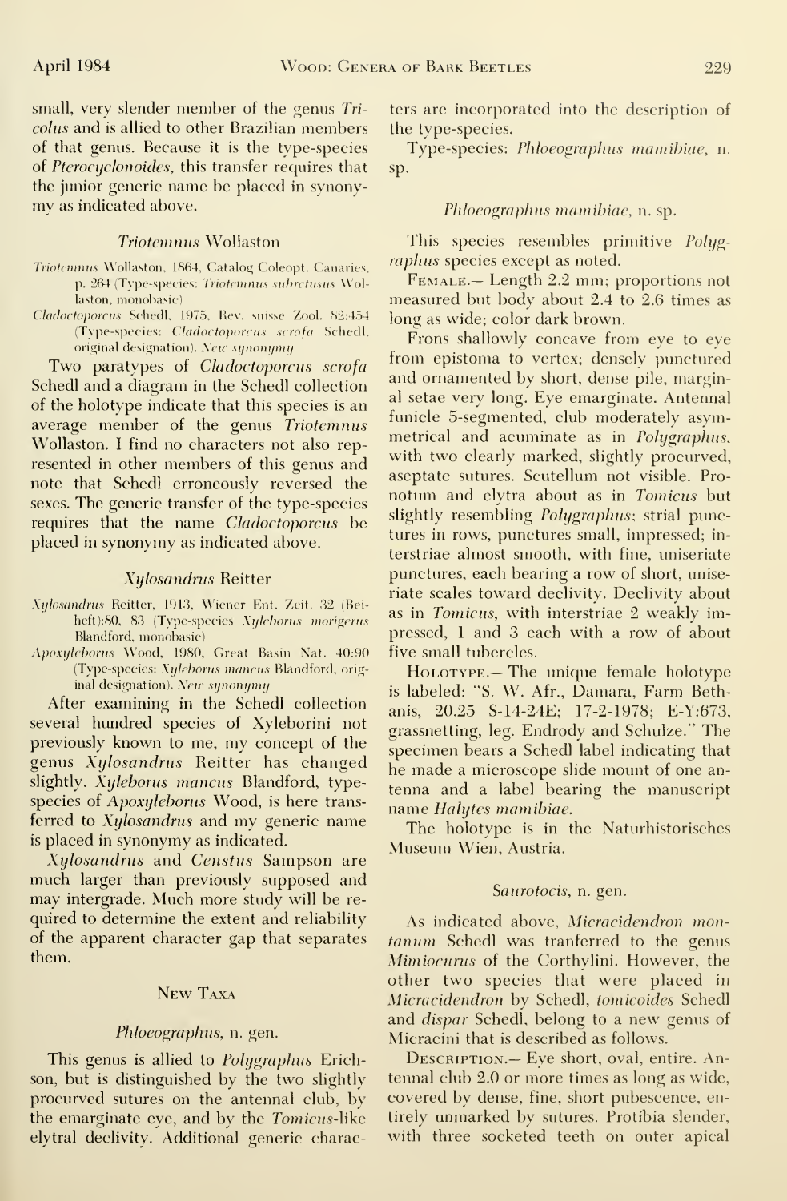small, very slender member of the genus *Tricolus* and is allied to other Brazilian members of that genus. Because it is the type-species of *Pterocyclonoides*, this transfer requires that the junior generic name be placed in synonymy as indicated above.

### *Triotemnus* Wollaston

*Triotemnus* Wollaston, 1864, Catalog Coleopt. Canaries, p. 264 (Type-species: *Triotemnus subretusus* Wollaston, monobasic)

*Cladoctoporcus* Schedl, 1975, Rev. suisse Zool. 82:454 (Type-species: *Cladoctoporcus scrofa* Schedl, original designation). *New synonymy*

Two paratypes of *Cladoctoporcus scrofa* Schedl and a diagram in the Schedl collection of the holotype indicate that this species is an average member of the genus *Triotemnus* Wollaston. I find no characters not also represented in other members of this genus and note that Schedl erroneously reversed the sexes. The generic transfer of the type-species requires that the name *Cladoctoporcus* be placed in synonymy as indicated above.

### *Xylosandrus* Reitter

*Xylosandrus* Reitter, 1913, Wiener Ent. Zeit. 32 (Beiheft):80, 83 (Type-species *Xyleborus morigerus* Blandford, monobasic)

*Apoxyleborus* Wood, 1980, Great Basin Nat. 40:90 (Type-species: *Xyleborus mancus* Blandford, original designation). *New synonymy*

After examining in the Schedl collection several hundred species of Xyleborini not previously known to me, my concept of the genus *Xylosandrus* Reitter has changed slightly. *Xyleborus mancus* Blandford, type-species of *Apoxyleborus* Wood, is here transferred to *Xylosandrus* and my generic name is placed in synonymy as indicated.

*Xylosandrus* and *Censtus* Sampson are much larger than previously supposed and may intergrade. Much more study will be required to determine the extent and reliability of the apparent character gap that separates them.

## New Taxa

### *Phloeographus*, n. gen.

This genus is allied to *Polygraphus* Erichson, but is distinguished by the two slightly procurved sutures on the antennal club, by the emarginate eye, and by the *Tomicus*-like elytral declivity. Additional generic characters are incorporated into the description of the type-species.

Type-species: *Phloeographus mamibiae*, n. sp.

### *Phloeographus mamibiae*, n. sp.

This species resembles primitive *Polygraphus* species except as noted.

Female.— Length 2.2 mm; proportions not measured but body about 2.4 to 2.6 times as long as wide; color dark brown.

Frons shallowly concave from eye to eye from epistoma to vertex; densely punctured and ornamented by short, dense pile, marginal setae very long. Eye emarginate. Antennal funicle 5-segmented, club moderately asymmetrical and acuminate as in *Polygraphus*, with two clearly marked, slightly procurved, aseptate sutures. Scutellum not visible. Pronotum and elytra about as in *Tomicus* but slightly resembling *Polygraphus*; strial punctures in rows, punctures small, impressed; interstriae almost smooth, with fine, uniseriate punctures, each bearing a row of short, uniseriate scales toward declivity. Declivity about as in *Tomicus*, with interstriae 2 weakly impressed, 1 and 3 each with a row of about five small tubercles.

Holotype.— The unique female holotype is labeled: "S. W. Afr., Damara, Farm Bethanis, 20.25 S-14-24E; 17-2-1978; E-Y:673, grassnetting, leg. Endrody and Schulze." The specimen bears a Schedl label indicating that he made a microscope slide mount of one antenna and a label bearing the manuscript name *Halytes mamibiae*.

The holotype is in the Naturhistorisches Museum Wien, Austria.

### *Saurotocis*, n. gen.

As indicated above, *Micracidendron montanum* Schedl was tranferred to the genus *Mimiocurus* of the Corthylini. However, the other two species that were placed in *Micracidendron* by Schedl, *tomicoides* Schedl and *dispar* Schedl, belong to a new genus of Micracini that is described as follows.

Description.— Eye short, oval, entire. Antennal club 2.0 or more times as long as wide, covered by dense, fine, short pubescence, entirely unmarked by sutures. Protibia slender, with three socketed teeth on outer apical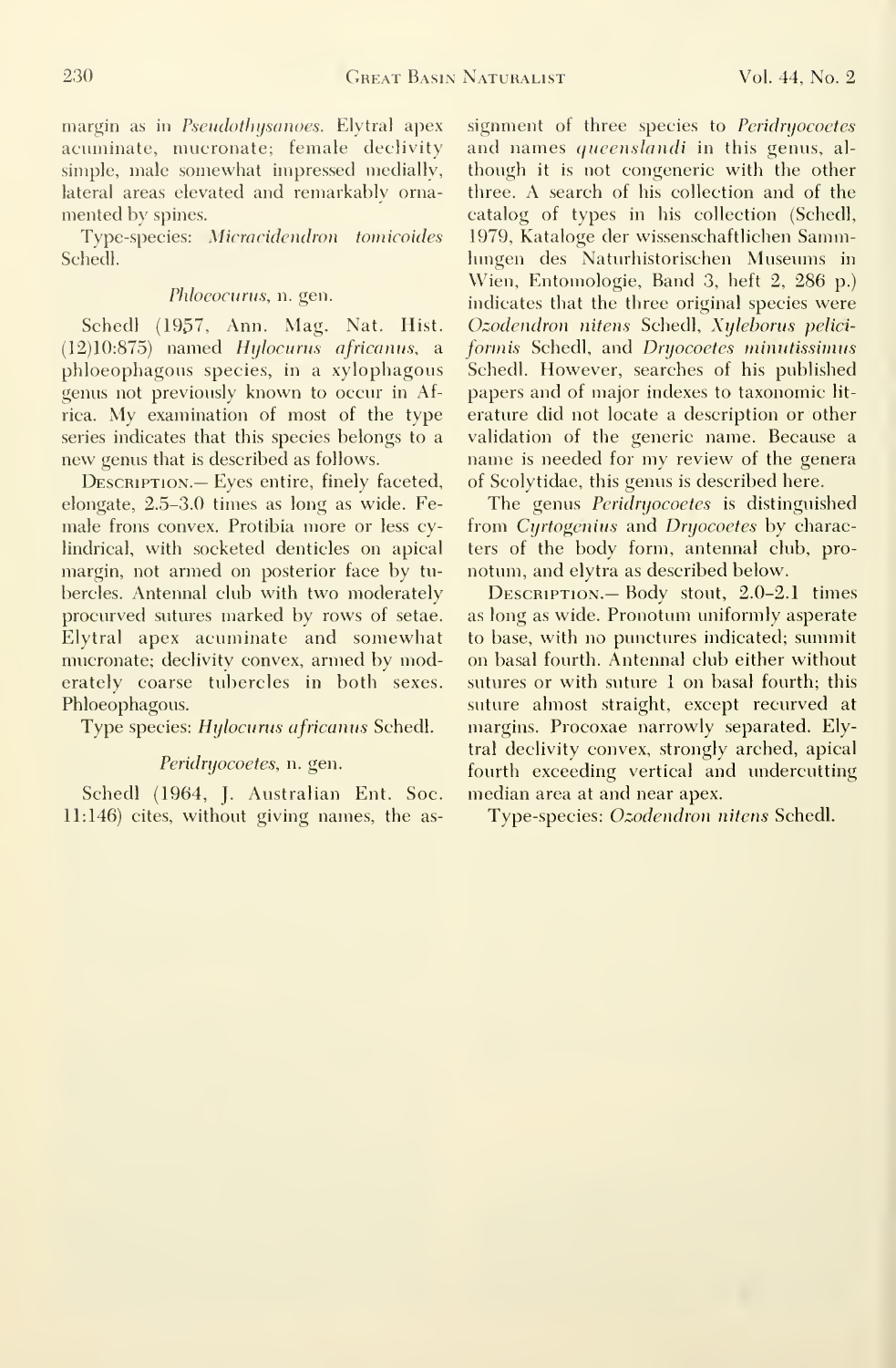margin as in *Pseudothysanoes*. Elytral apex acuminate, mucronate; female declivity simple, male somewhat impressed medially, lateral areas elevated and remarkably ornamented by spines.

Type-species: *Micracidendron tomicoides* Schedl.

### *Phloeocurus*, n. gen.

Schedl (1957, Ann. Mag. Nat. Hist. (12)10:875) named *Hylocurus africanus*, a phloeophagous species, in a xylophagous genus not previously known to occur in Africa. My examination of most of the type series indicates that this species belongs to a new genus that is described as follows.

Description.— Eyes entire, finely faceted, elongate, 2.5–3.0 times as long as wide. Female frons convex. Protibia more or less cylindrical, with socketed denticles on apical margin, not armed on posterior face by tubercles. Antennal club with two moderately procurved sutures marked by rows of setae. Elytral apex acuminate and somewhat mucronate; declivity convex, armed by moderately coarse tubercles in both sexes. Phloeophagous.

Type species: *Hylocurus africanus* Schedl.

### *Peridryocoetes*, n. gen.

Schedl (1964, J. Australian Ent. Soc. 11:146) cites, without giving names, the assignment of three species to *Peridryocoetes* and names *queenslandi* in this genus, although it is not congeneric with the other three. A search of his collection and of the catalog of types in his collection (Schedl, 1979, Kataloge der wissenschaftlichen Sammlungen des Naturhistorischen Museums in Wien, Entomologie, Band 3, heft 2, 286 p.) indicates that the three original species were *Ozodendron nitens* Schedl, *Xyleborus peliciformis* Schedl, and *Dryocoetes minutissimus* Schedl. However, searches of his published papers and of major indexes to taxonomic literature did not locate a description or other validation of the generic name. Because a name is needed for my review of the genera of Scolytidae, this genus is described here.

The genus *Peridryocoetes* is distinguished from *Cyrtogenius* and *Dryocoetes* by characters of the body form, antennal club, pronotum, and elytra as described below.

Description.— Body stout, 2.0–2.1 times as long as wide. Pronotum uniformly asperate to base, with no punctures indicated; summit on basal fourth. Antennal club either without sutures or with suture 1 on basal fourth; this suture almost straight, except recurved at margins. Procoxae narrowly separated. Elytral declivity convex, strongly arched, apical fourth exceeding vertical and undercutting median area at and near apex.

Type-species: *Ozodendron nitens* Schedl.